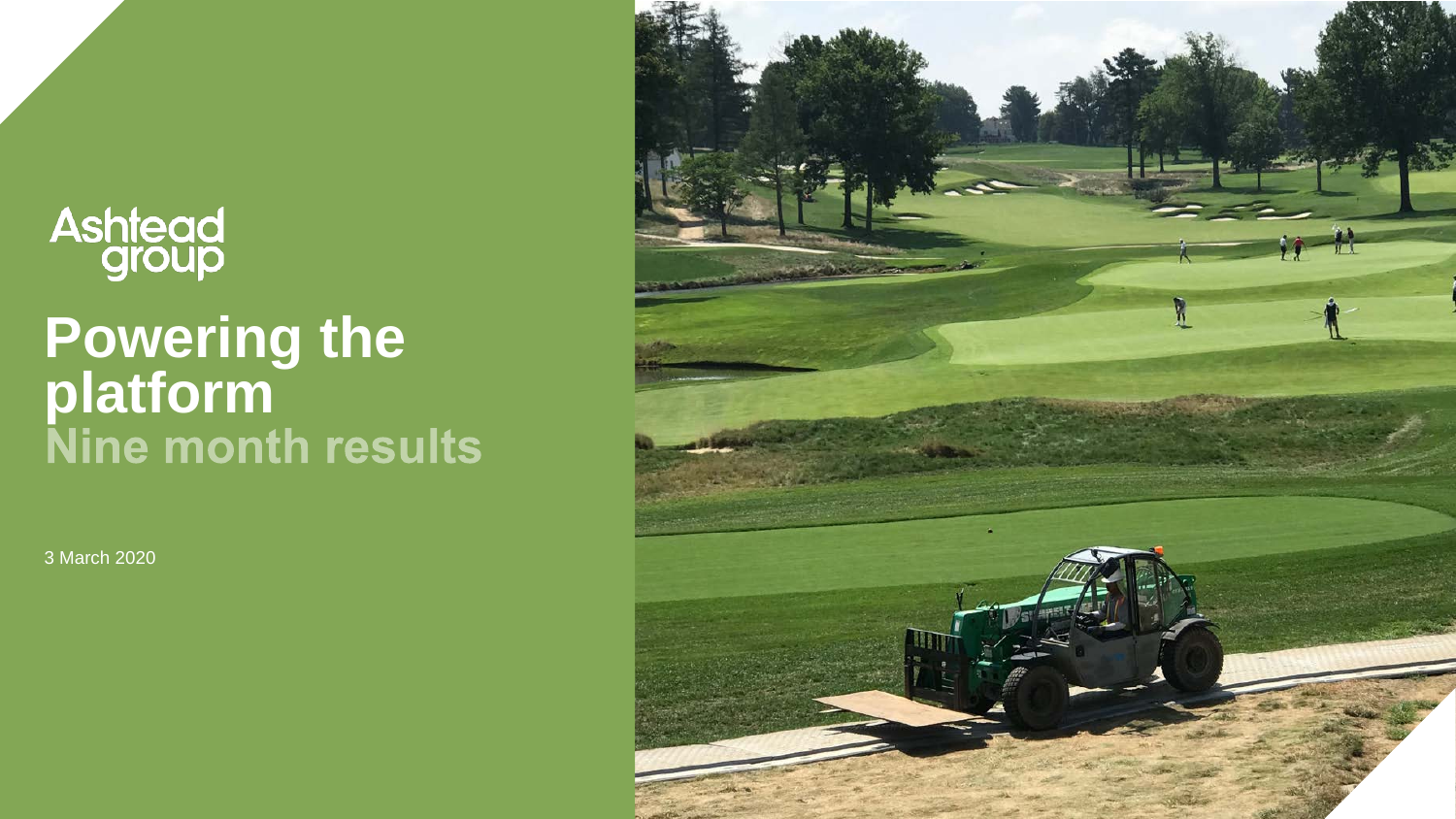Ashtead group

# Powering the platform

## Nine month results

3 March 2020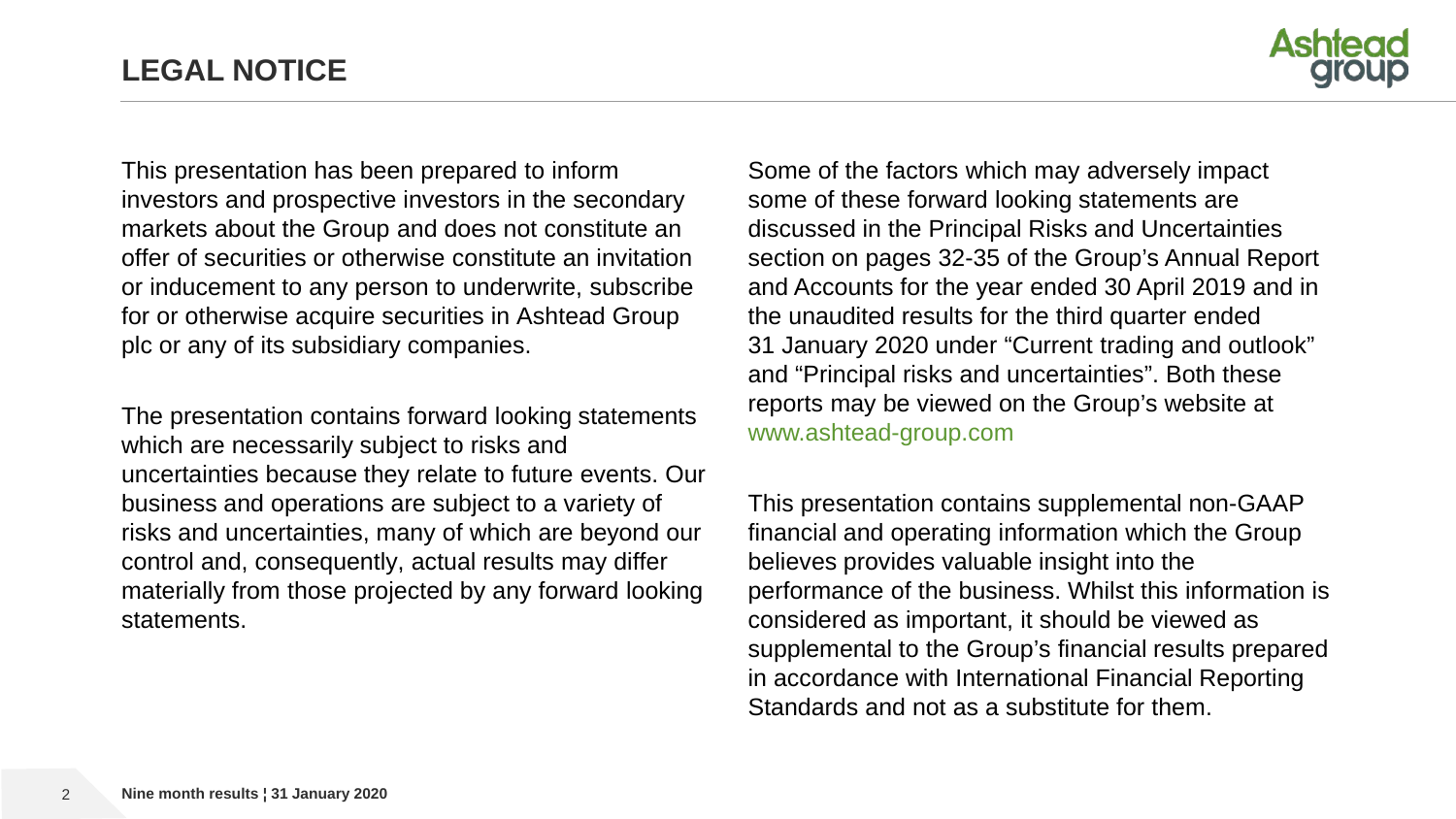# LEGAL NOTICE

This presentation has been prepared to inform investors and prospective investors in the secondary markets about the Group and does not constitute an offer of securities or otherwise constitute an invitation or inducement to any person to underwrite, subscribe for or otherwise acquire securities in Ashtead Group plc or any of its subsidiary companies.

The presentation contains forward looking statements which are necessarily subject to risks and uncertainties because they relate to future events. Our business and operations are subject to a variety of risks and uncertainties, many of which are beyond our control and, consequently, actual results may differ materially from those projected by any forward looking statements.

Some of the factors which may adversely impact some of these forward looking statements are discussed in the Principal Risks and Uncertainties section on pages 32-35 of the Group's Annual Report and Accounts for the year ended 30 April 2019 and in the unaudited results for the third quarter ended 31 January 2020 under "Current trading and outlook" and "Principal risks and uncertainties". Both these reports may be viewed on the Group's website at www.ashtead-group.com

This presentation contains supplemental non-GAAP financial and operating information which the Group believes provides valuable insight into the performance of the business. Whilst this information is considered as important, it should be viewed as supplemental to the Group's financial results prepared in accordance with International Financial Reporting Standards and not as a substitute for them.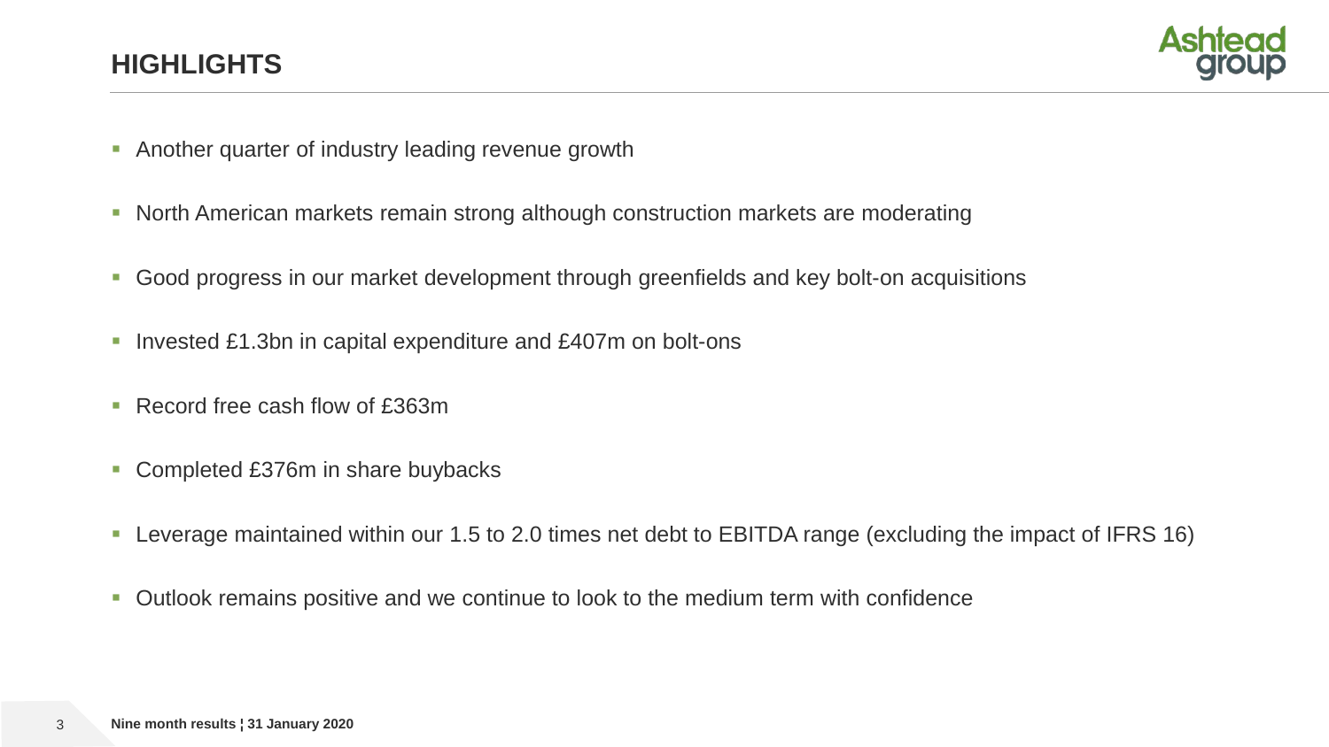# HIGHLIGHTS

- Another quarter of industry leading revenue growth
- North American markets remain strong although construction markets are moderating
- Good progress in our market development through greenfields and key bolt-on acquisitions
- Invested £1.3bn in capital expenditure and £407m on bolt-ons
- Record free cash flow of £363m
- Completed £376m in share buybacks
- Leverage maintained within our 1.5 to 2.0 times net debt to EBITDA range (excluding the impact of IFRS 16)
- Outlook remains positive and we continue to look to the medium term with confidence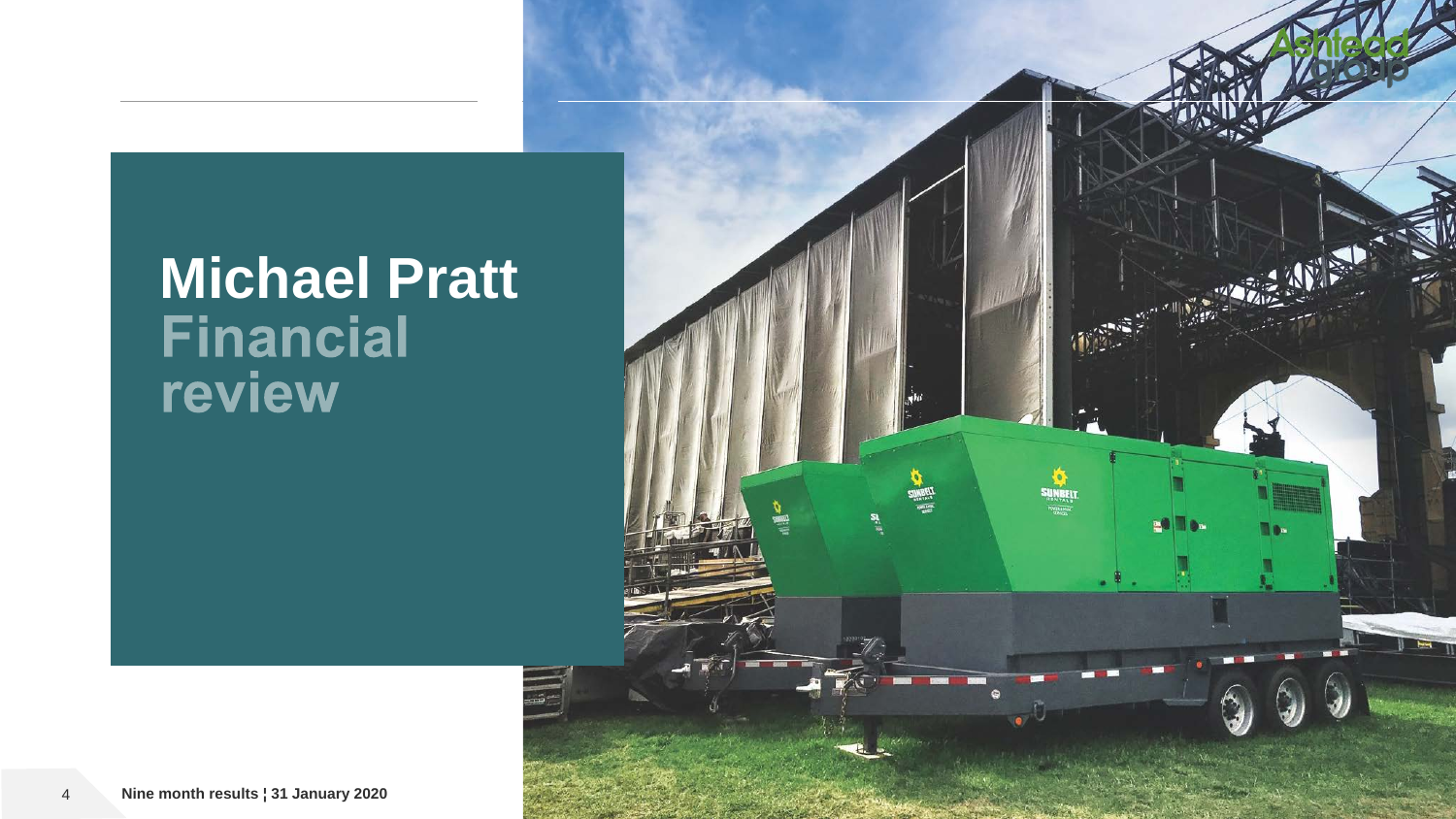# Michael Pratt

## Financial review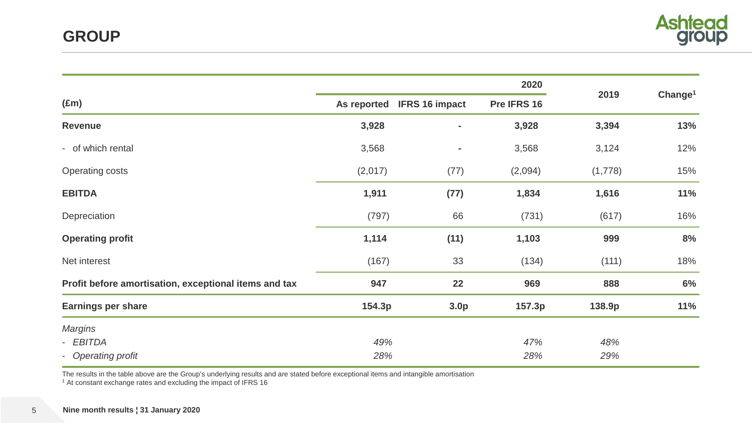## GROUP

| (£m) | 2020 | | | 2019 | Change[1] |
|---|---|---|---|---|---|
| | As reported | IFRS 16 impact | Pre IFRS 16 | | |
| **Revenue** | **3,928** | **-** | **3,928** | **3,394** | **13%** |
| - of which rental | 3,568 | - | 3,568 | 3,124 | 12% |
| Operating costs | (2,017) | (77) | (2,094) | (1,778) | 15% |
| **EBITDA** | **1,911** | **(77)** | **1,834** | **1,616** | **11%** |
| Depreciation | (797) | 66 | (731) | (617) | 16% |
| **Operating profit** | **1,114** | **(11)** | **1,103** | **999** | **8%** |
| Net interest | (167) | 33 | (134) | (111) | 18% |
| **Profit before amortisation, exceptional items and tax** | **947** | **22** | **969** | **888** | **6%** |
| **Earnings per share** | **154.3p** | **3.0p** | **157.3p** | **138.9p** | **11%** |
| *Margins* | | | | | |
| *- EBITDA* | *49%* | | *47%* | *48%* | |
| *- Operating profit* | *28%* | | *28%* | *29%* | |

The results in the table above are the Group's underlying results and are stated before exceptional items and intangible amortisation

[1] At constant exchange rates and excluding the impact of IFRS 16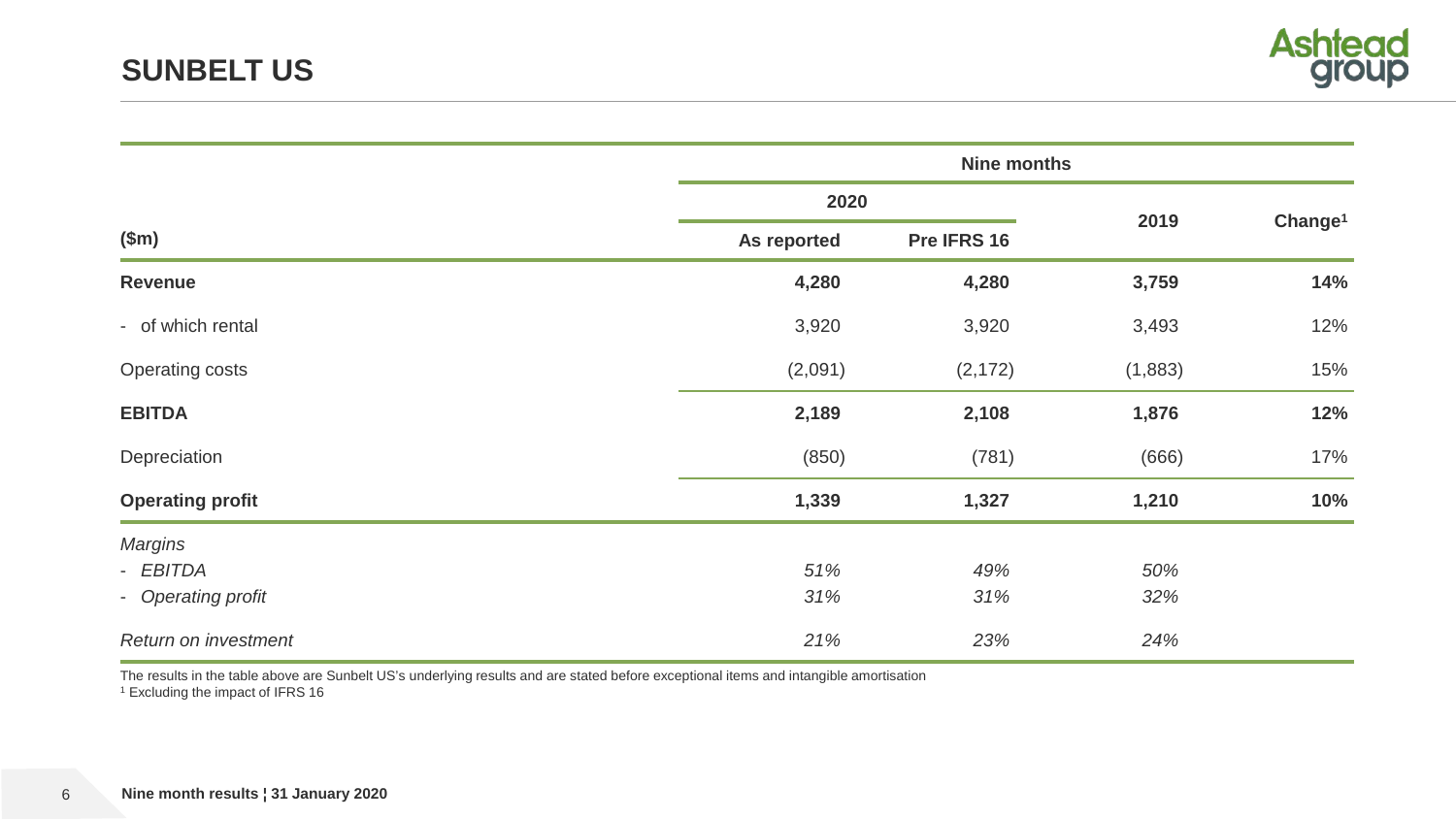# SUNBELT US

| ($m) | Nine months | | | |
|---|---|---|---|---|
| | 2020 | | 2019 | Change[1] |
| | As reported | Pre IFRS 16 | | |
| **Revenue** | **4,280** | **4,280** | **3,759** | **14%** |
| - of which rental | 3,920 | 3,920 | 3,493 | 12% |
| Operating costs | (2,091) | (2,172) | (1,883) | 15% |
| **EBITDA** | **2,189** | **2,108** | **1,876** | **12%** |
| Depreciation | (850) | (781) | (666) | 17% |
| **Operating profit** | **1,339** | **1,327** | **1,210** | **10%** |
| *Margins* | | | | |
| *- EBITDA* | *51%* | *49%* | *50%* | |
| *- Operating profit* | *31%* | *31%* | *32%* | |
| *Return on investment* | *21%* | *23%* | *24%* | |

The results in the table above are Sunbelt US's underlying results and are stated before exceptional items and intangible amortisation

[1] Excluding the impact of IFRS 16

**Nine month results ¦ 31 January 2020**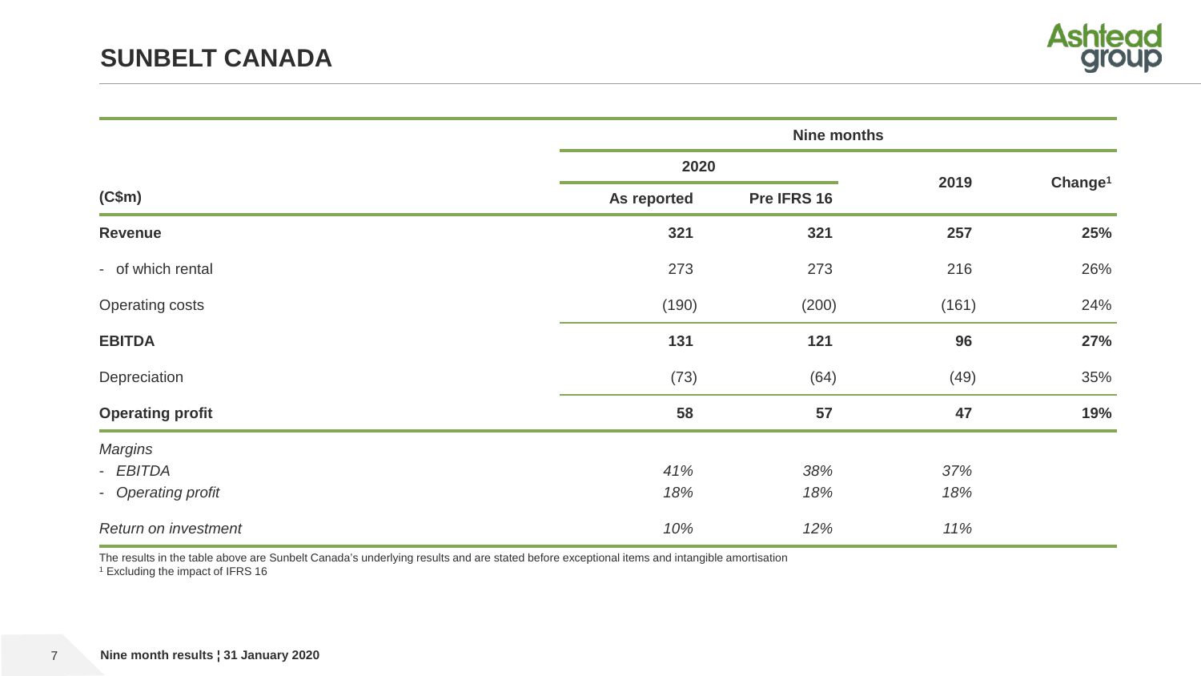# SUNBELT CANADA

| (C$m) | Nine months | | | |
|---|---|---|---|---|
| | 2020 | | 2019 | Change[1] |
| | As reported | Pre IFRS 16 | | |
| **Revenue** | **321** | **321** | **257** | **25%** |
| - of which rental | 273 | 273 | 216 | 26% |
| Operating costs | (190) | (200) | (161) | 24% |
| **EBITDA** | **131** | **121** | **96** | **27%** |
| Depreciation | (73) | (64) | (49) | 35% |
| **Operating profit** | **58** | **57** | **47** | **19%** |
| *Margins* | | | | |
| - *EBITDA* | *41%* | *38%* | *37%* | |
| - *Operating profit* | *18%* | *18%* | *18%* | |
| *Return on investment* | *10%* | *12%* | *11%* | |

The results in the table above are Sunbelt Canada's underlying results and are stated before exceptional items and intangible amortisation

[1] Excluding the impact of IFRS 16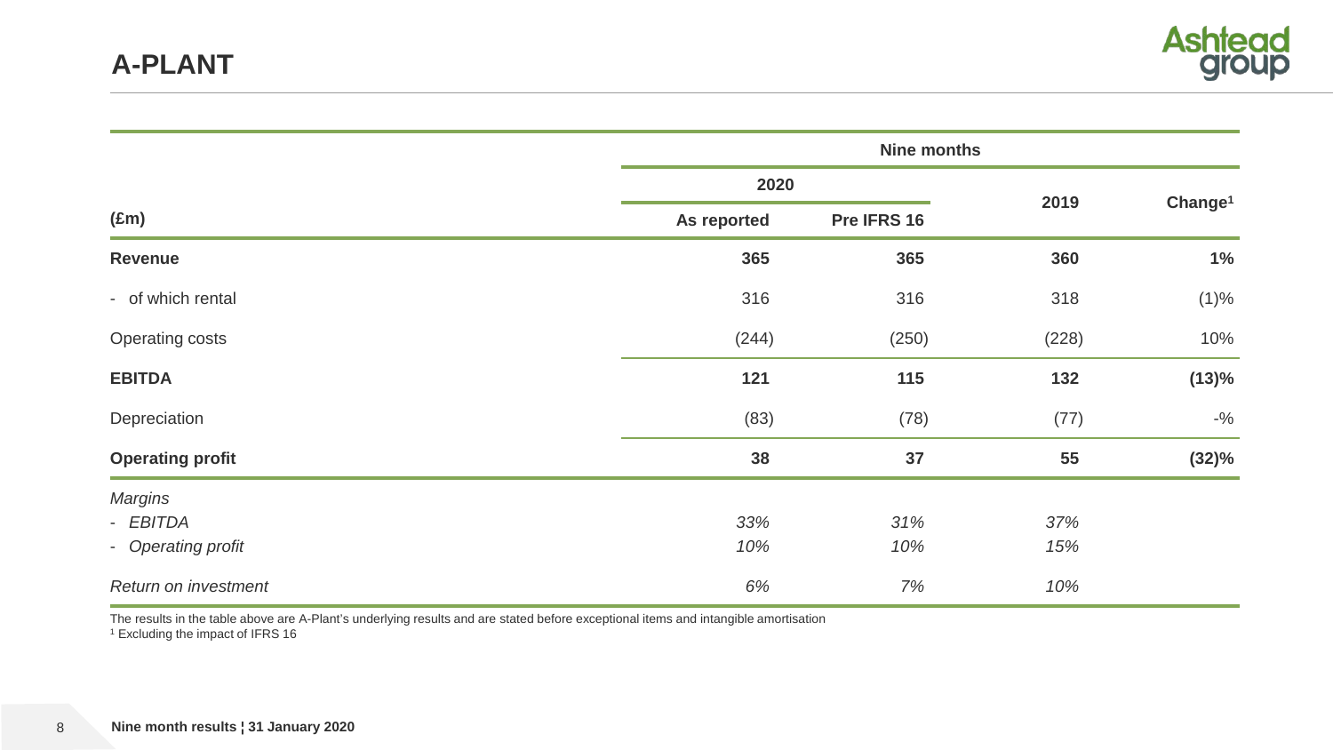# A-PLANT

| (£m) | Nine months 2020 As reported | Nine months 2020 Pre IFRS 16 | 2019 | Change[1] |
|---|---|---|---|---|
| **Revenue** | **365** | **365** | **360** | **1%** |
| - of which rental | 316 | 316 | 318 | (1)% |
| Operating costs | (244) | (250) | (228) | 10% |
| **EBITDA** | **121** | **115** | **132** | **(13)%** |
| Depreciation | (83) | (78) | (77) | -% |
| **Operating profit** | **38** | **37** | **55** | **(32)%** |
| *Margins* | | | | |
| - *EBITDA* | *33%* | *31%* | *37%* | |
| - *Operating profit* | *10%* | *10%* | *15%* | |
| *Return on investment* | *6%* | *7%* | *10%* | |

The results in the table above are A-Plant's underlying results and are stated before exceptional items and intangible amortisation

[1] Excluding the impact of IFRS 16

**Nine month results ¦ 31 January 2020**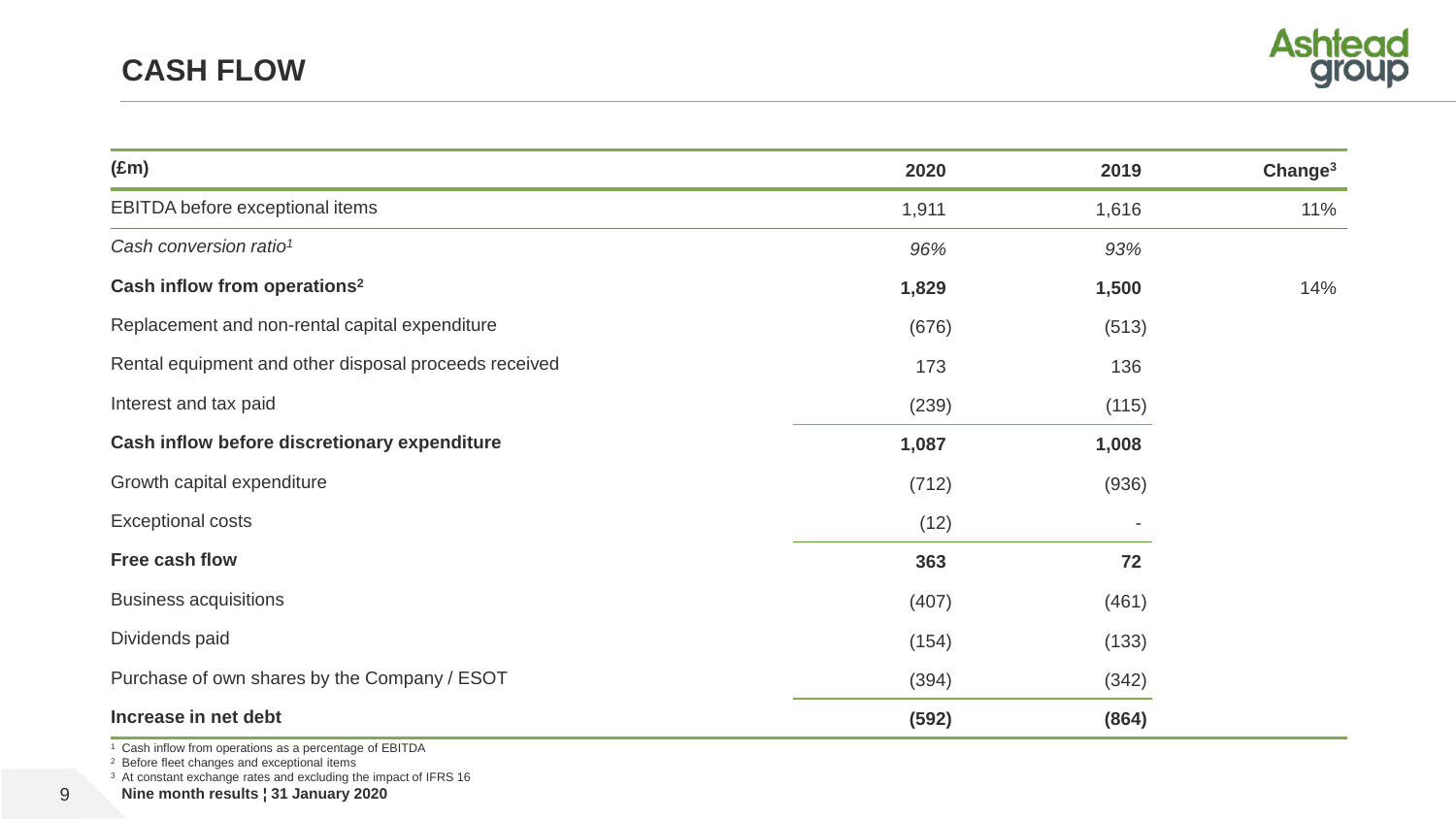# CASH FLOW

| (£m) | 2020 | 2019 | Change[3] |
|---|---|---|---|
| EBITDA before exceptional items | 1,911 | 1,616 | 11% |
| *Cash conversion ratio[1]* | *96%* | *93%* | |
| **Cash inflow from operations[2]** | **1,829** | **1,500** | 14% |
| Replacement and non-rental capital expenditure | (676) | (513) | |
| Rental equipment and other disposal proceeds received | 173 | 136 | |
| Interest and tax paid | (239) | (115) | |
| **Cash inflow before discretionary expenditure** | **1,087** | **1,008** | |
| Growth capital expenditure | (712) | (936) | |
| Exceptional costs | (12) | - | |
| **Free cash flow** | **363** | **72** | |
| Business acquisitions | (407) | (461) | |
| Dividends paid | (154) | (133) | |
| Purchase of own shares by the Company / ESOT | (394) | (342) | |
| **Increase in net debt** | **(592)** | **(864)** | |

[1] Cash inflow from operations as a percentage of EBITDA
[2] Before fleet changes and exceptional items
[3] At constant exchange rates and excluding the impact of IFRS 16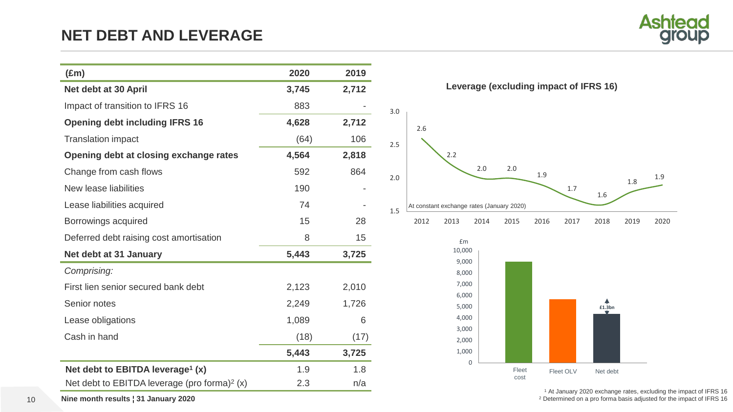# NET DEBT AND LEVERAGE

| (£m) | 2020 | 2019 |
|---|---|---|
| **Net debt at 30 April** | **3,745** | **2,712** |
| Impact of transition to IFRS 16 | 883 | - |
| **Opening debt including IFRS 16** | **4,628** | **2,712** |
| Translation impact | (64) | 106 |
| **Opening debt at closing exchange rates** | **4,564** | **2,818** |
| Change from cash flows | 592 | 864 |
| New lease liabilities | 190 | - |
| Lease liabilities acquired | 74 | - |
| Borrowings acquired | 15 | 28 |
| Deferred debt raising cost amortisation | 8 | 15 |
| **Net debt at 31 January** | **5,443** | **3,725** |
| *Comprising:* | | |
| First lien senior secured bank debt | 2,123 | 2,010 |
| Senior notes | 2,249 | 1,726 |
| Lease obligations | 1,089 | 6 |
| Cash in hand | (18) | (17) |
| | **5,443** | **3,725** |
| **Net debt to EBITDA leverage[1] (x)** | 1.9 | 1.8 |
| Net debt to EBITDA leverage (pro forma)[2] (x) | 2.3 | n/a |

**Leverage (excluding impact of IFRS 16)**

At constant exchange rates (January 2020)

| Year | 2012 | 2013 | 2014 | 2015 | 2016 | 2017 | 2018 | 2019 | 2020 |
|---|---|---|---|---|---|---|---|---|---|
| Leverage | 2.6 | 2.2 | 2.0 | 2.0 | 1.9 | 1.7 | 1.6 | 1.8 | 1.9 |

£m

Fleet cost | Fleet OLV | Net debt

£1.3bn

[1] At January 2020 exchange rates, excluding the impact of IFRS 16

[2] Determined on a pro forma basis adjusted for the impact of IFRS 16

Nine month results ¦ 31 January 2020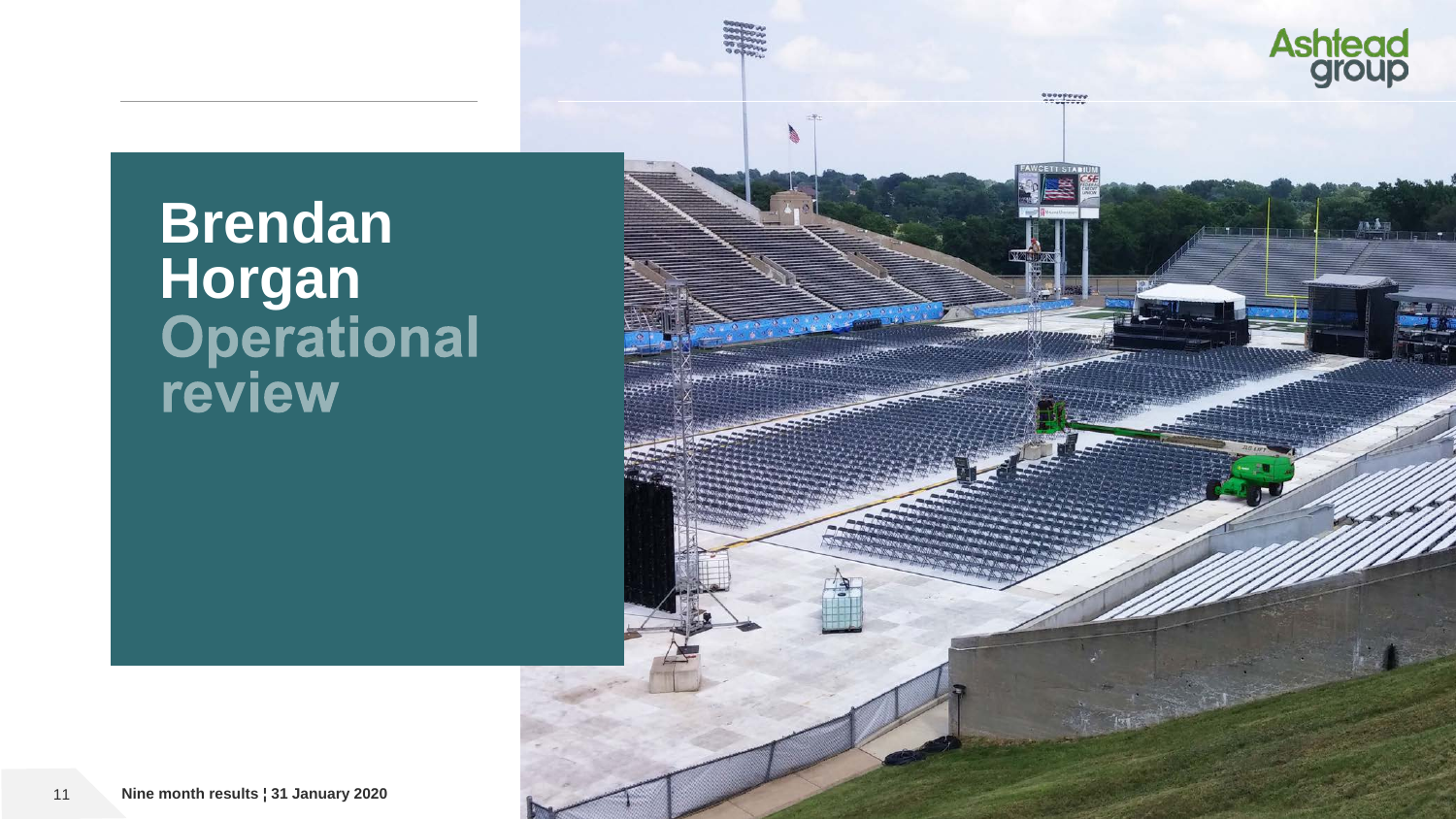# Brendan Horgan

## Operational review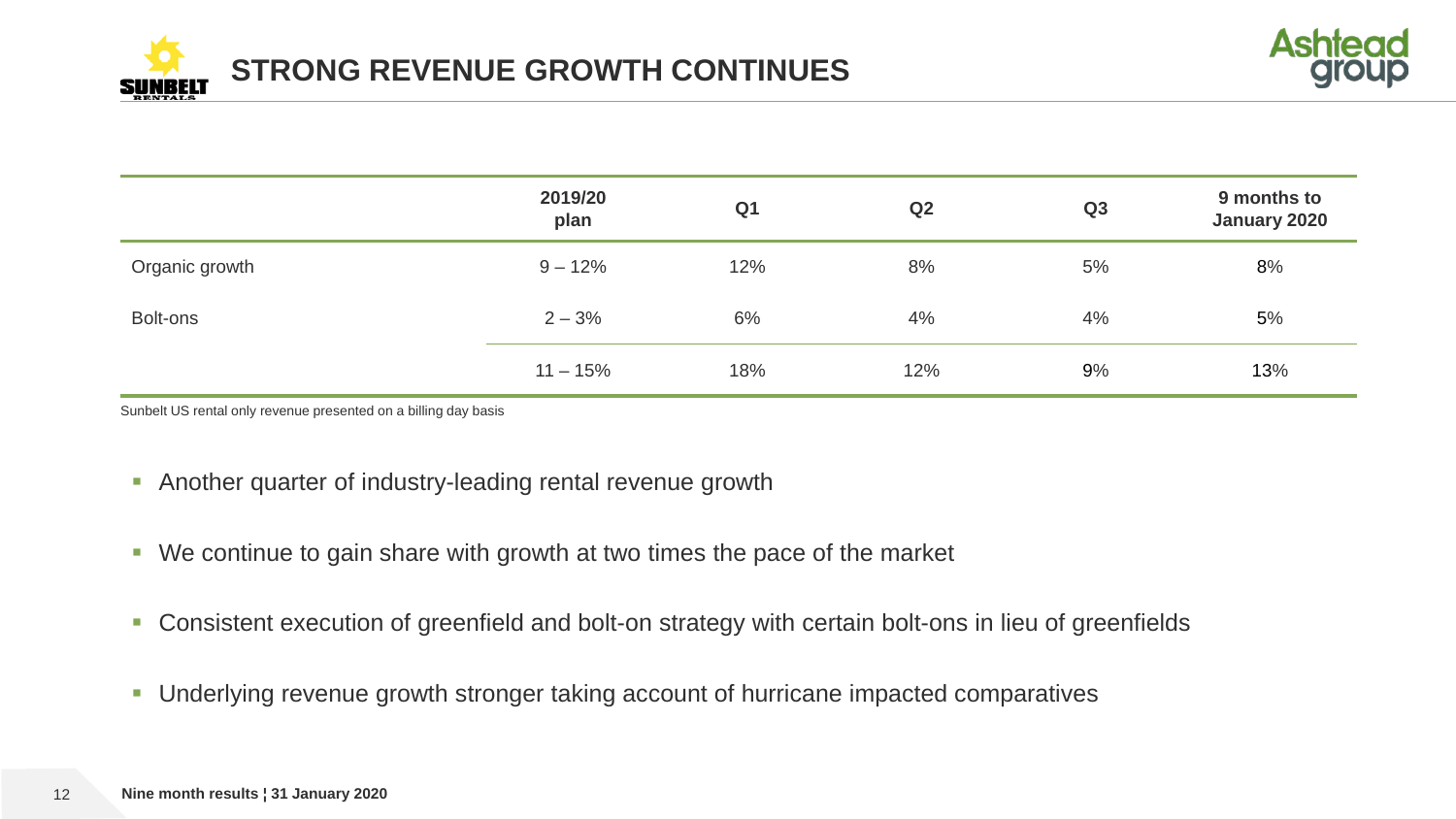# STRONG REVENUE GROWTH CONTINUES

| | 2019/20 plan | Q1 | Q2 | Q3 | 9 months to January 2020 |
|---|---|---|---|---|---|
| Organic growth | 9 – 12% | 12% | 8% | 5% | 8% |
| Bolt-ons | 2 – 3% | 6% | 4% | 4% | 5% |
| | 11 – 15% | 18% | 12% | 9% | 13% |

Sunbelt US rental only revenue presented on a billing day basis

- Another quarter of industry-leading rental revenue growth
- We continue to gain share with growth at two times the pace of the market
- Consistent execution of greenfield and bolt-on strategy with certain bolt-ons in lieu of greenfields
- Underlying revenue growth stronger taking account of hurricane impacted comparatives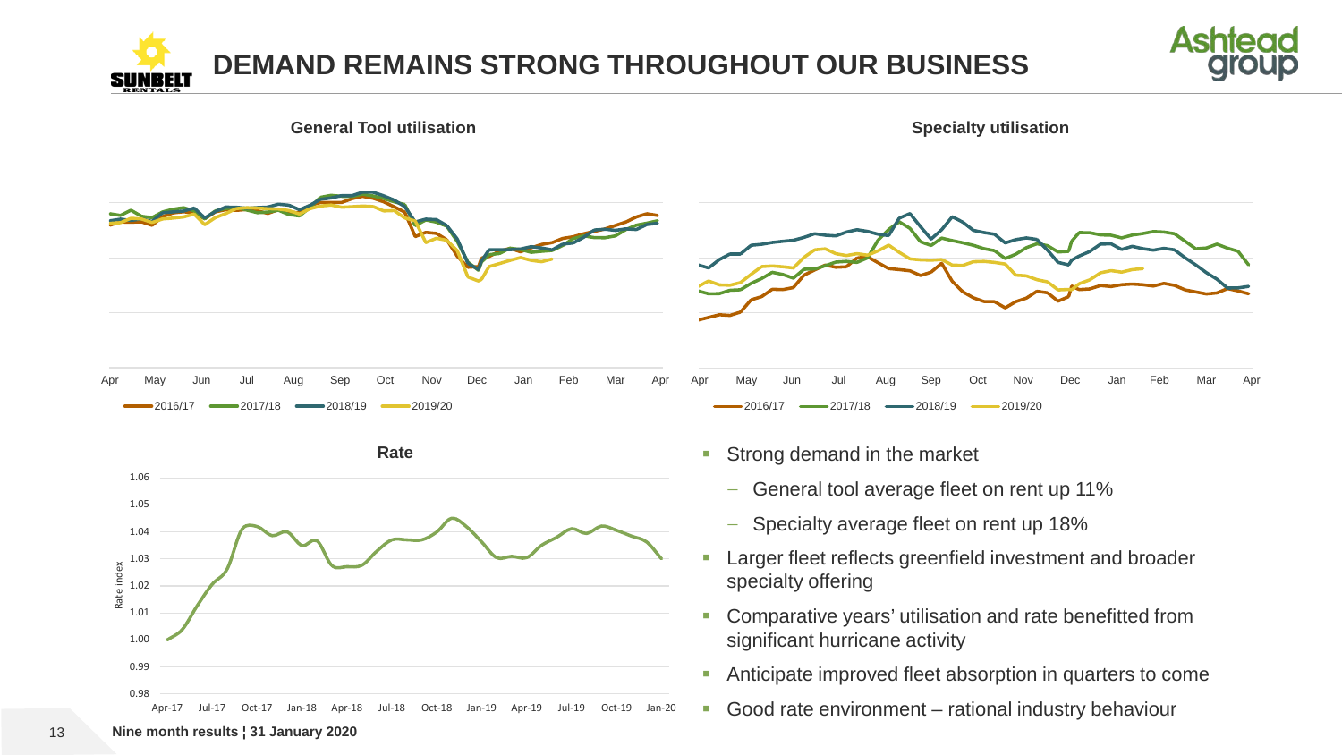# DEMAND REMAINS STRONG THROUGHOUT OUR BUSINESS

**General Tool utilisation**

Apr May Jun Jul Aug Sep Oct Nov Dec Jan Feb Mar Apr

2016/17 2017/18 2018/19 2019/20

**Specialty utilisation**

Apr May Jun Jul Aug Sep Oct Nov Dec Jan Feb Mar Apr

2016/17 2017/18 2018/19 2019/20

**Rate**

Rate index

1.06 1.05 1.04 1.03 1.02 1.01 1.00 0.99 0.98

Apr-17 Jul-17 Oct-17 Jan-18 Apr-18 Jul-18 Oct-18 Jan-19 Apr-19 Jul-19 Oct-19 Jan-20

- Strong demand in the market
  - General tool average fleet on rent up 11%
  - Specialty average fleet on rent up 18%
- Larger fleet reflects greenfield investment and broader specialty offering
- Comparative years' utilisation and rate benefitted from significant hurricane activity
- Anticipate improved fleet absorption in quarters to come
- Good rate environment – rational industry behaviour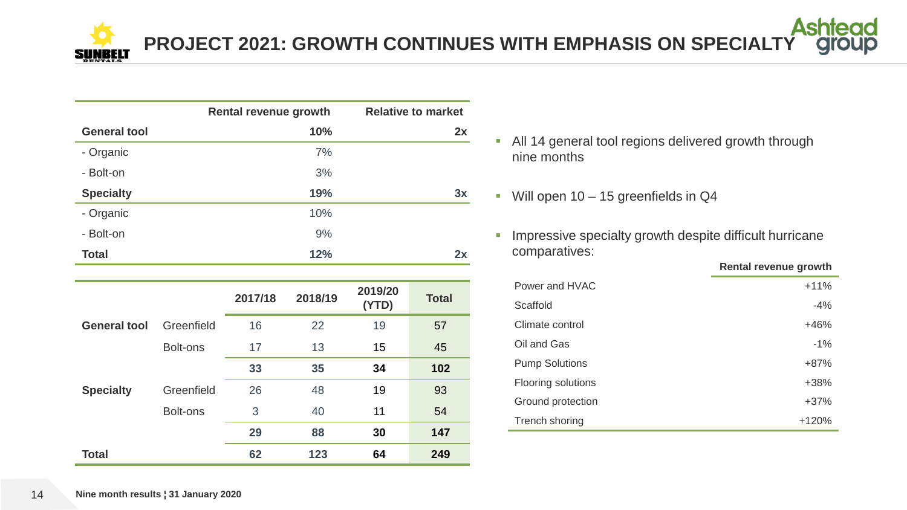# PROJECT 2021: GROWTH CONTINUES WITH EMPHASIS ON SPECIALTY

| | Rental revenue growth | Relative to market |
|---|---|---|
| **General tool** | **10%** | **2x** |
| - Organic | 7% | |
| - Bolt-on | 3% | |
| **Specialty** | **19%** | **3x** |
| - Organic | 10% | |
| - Bolt-on | 9% | |
| **Total** | **12%** | **2x** |

| | | 2017/18 | 2018/19 | 2019/20 (YTD) | Total |
|---|---|---|---|---|---|
| **General tool** | Greenfield | 16 | 22 | 19 | 57 |
| | Bolt-ons | 17 | 13 | 15 | 45 |
| | | **33** | **35** | **34** | **102** |
| **Specialty** | Greenfield | 26 | 48 | 19 | 93 |
| | Bolt-ons | 3 | 40 | 11 | 54 |
| | | **29** | **88** | **30** | **147** |
| **Total** | | **62** | **123** | **64** | **249** |

- All 14 general tool regions delivered growth through nine months
- Will open 10 – 15 greenfields in Q4
- Impressive specialty growth despite difficult hurricane comparatives:

| | Rental revenue growth |
|---|---|
| Power and HVAC | +11% |
| Scaffold | -4% |
| Climate control | +46% |
| Oil and Gas | -1% |
| Pump Solutions | +87% |
| Flooring solutions | +38% |
| Ground protection | +37% |
| Trench shoring | +120% |

Nine month results ¦ 31 January 2020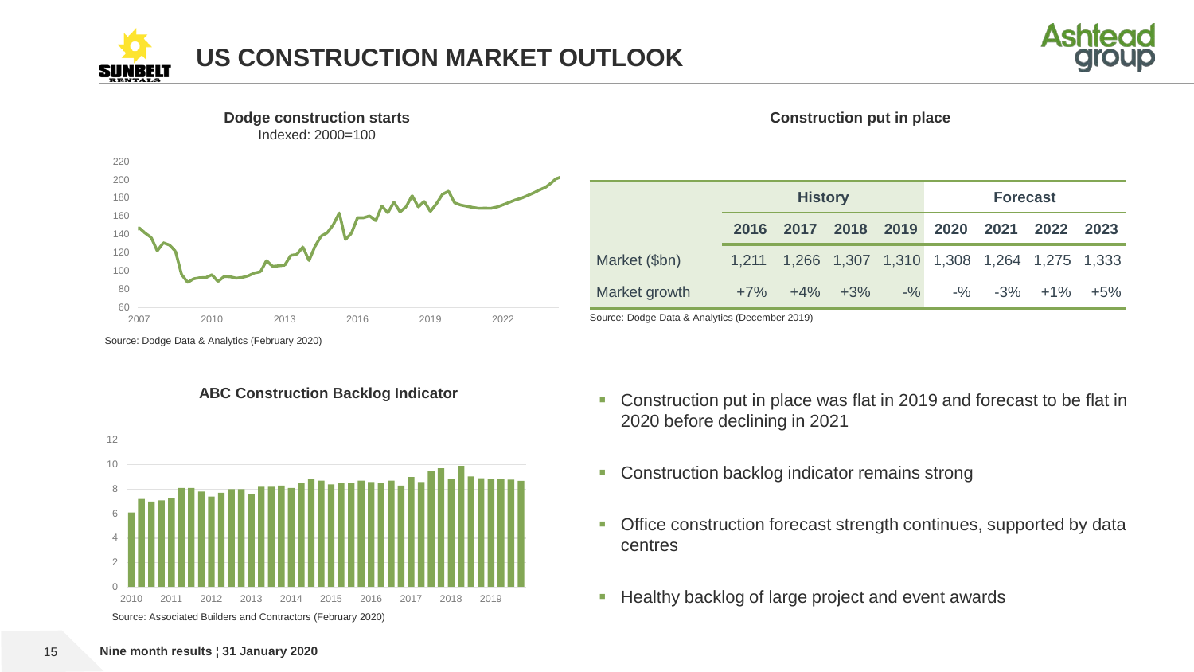# US CONSTRUCTION MARKET OUTLOOK

**Dodge construction starts**
Indexed: 2000=100

Source: Dodge Data & Analytics (February 2020)

**Construction put in place**

| | History | | | | Forecast | | | |
|---|---|---|---|---|---|---|---|---|
| | **2016** | **2017** | **2018** | **2019** | **2020** | **2021** | **2022** | **2023** |
| Market ($bn) | 1,211 | 1,266 | 1,307 | 1,310 | 1,308 | 1,264 | 1,275 | 1,333 |
| Market growth | +7% | +4% | +3% | -% | -% | -3% | +1% | +5% |

Source: Dodge Data & Analytics (December 2019)

**ABC Construction Backlog Indicator**

Source: Associated Builders and Contractors (February 2020)

- Construction put in place was flat in 2019 and forecast to be flat in 2020 before declining in 2021
- Construction backlog indicator remains strong
- Office construction forecast strength continues, supported by data centres
- Healthy backlog of large project and event awards

Nine month results ¦ 31 January 2020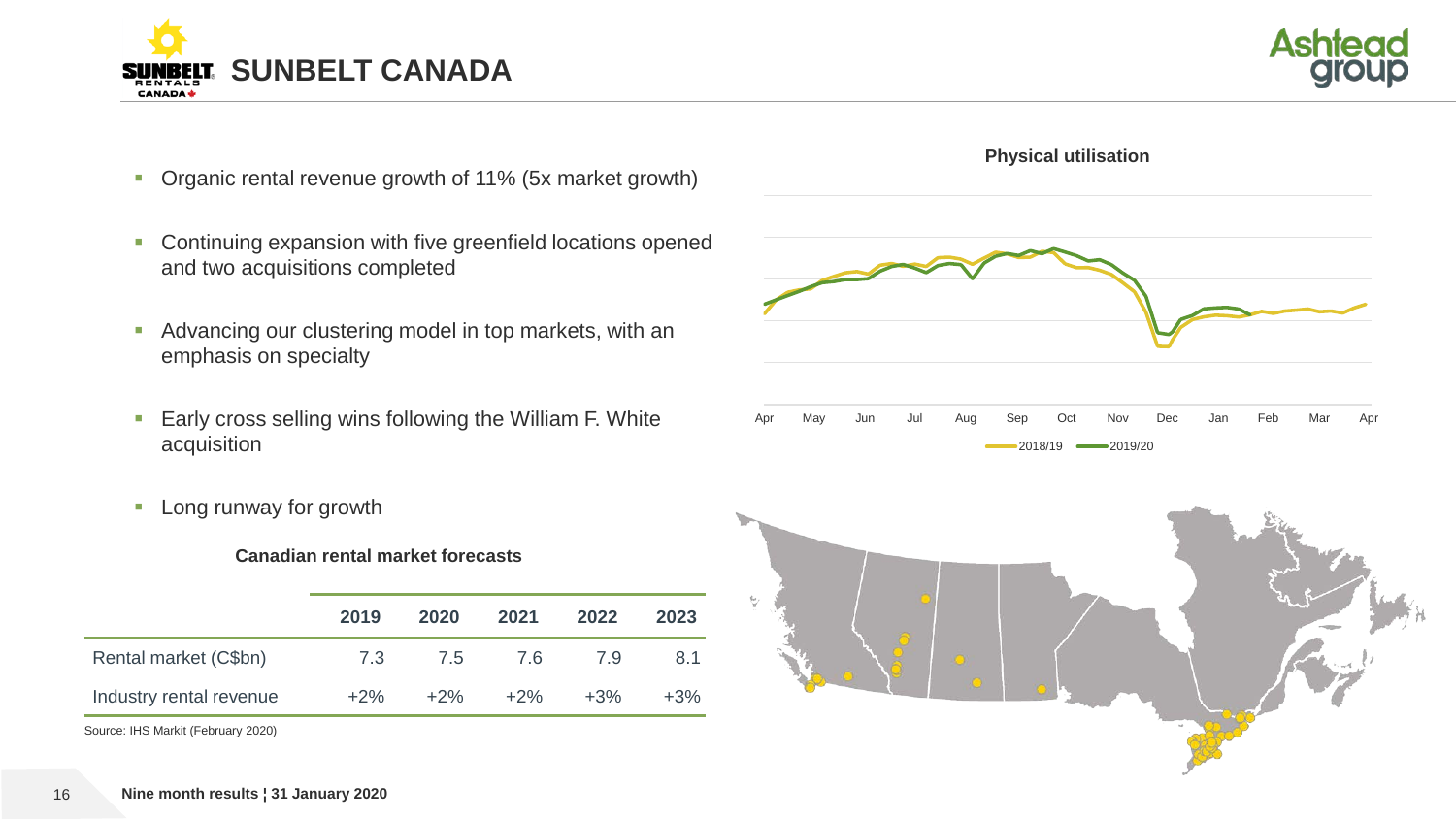# SUNBELT CANADA

- Organic rental revenue growth of 11% (5x market growth)
- Continuing expansion with five greenfield locations opened and two acquisitions completed
- Advancing our clustering model in top markets, with an emphasis on specialty
- Early cross selling wins following the William F. White acquisition
- Long runway for growth

**Canadian rental market forecasts**

| | 2019 | 2020 | 2021 | 2022 | 2023 |
|---|---|---|---|---|---|
| Rental market (C$bn) | 7.3 | 7.5 | 7.6 | 7.9 | 8.1 |
| Industry rental revenue | +2% | +2% | +2% | +3% | +3% |

Source: IHS Markit (February 2020)

**Physical utilisation**

Apr May Jun Jul Aug Sep Oct Nov Dec Jan Feb Mar Apr

2018/19 — 2019/20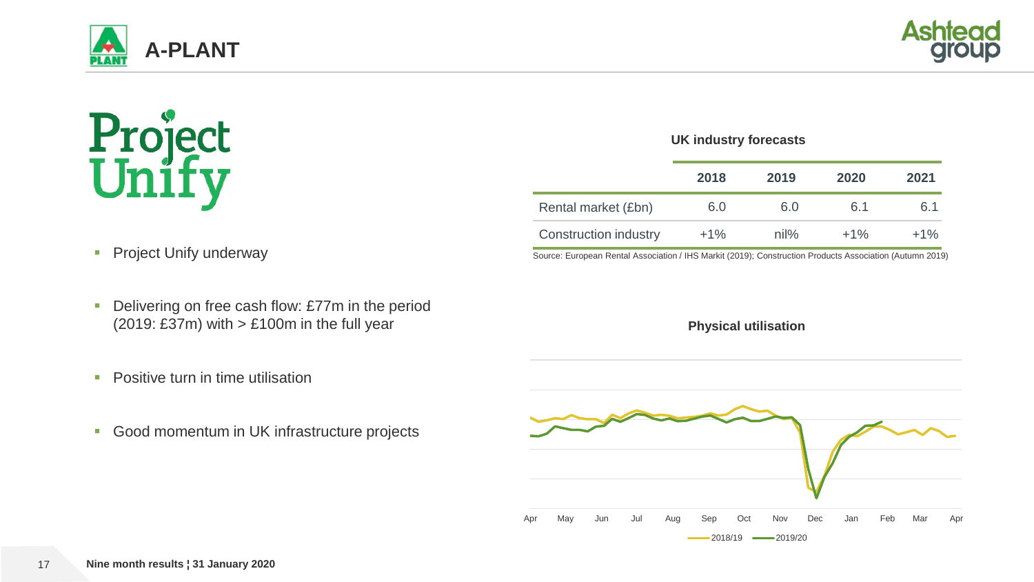# A-PLANT

## Project Unify

- Project Unify underway
- Delivering on free cash flow: £77m in the period (2019: £37m) with > £100m in the full year
- Positive turn in time utilisation
- Good momentum in UK infrastructure projects

### UK industry forecasts

| | 2018 | 2019 | 2020 | 2021 |
|---|---|---|---|---|
| Rental market (£bn) | 6.0 | 6.0 | 6.1 | 6.1 |
| Construction industry | +1% | nil% | +1% | +1% |

Source: European Rental Association / IHS Markit (2019); Construction Products Association (Autumn 2019)

### Physical utilisation

Apr May Jun Jul Aug Sep Oct Nov Dec Jan Feb Mar Apr

2018/19 2019/20

Nine month results ¦ 31 January 2020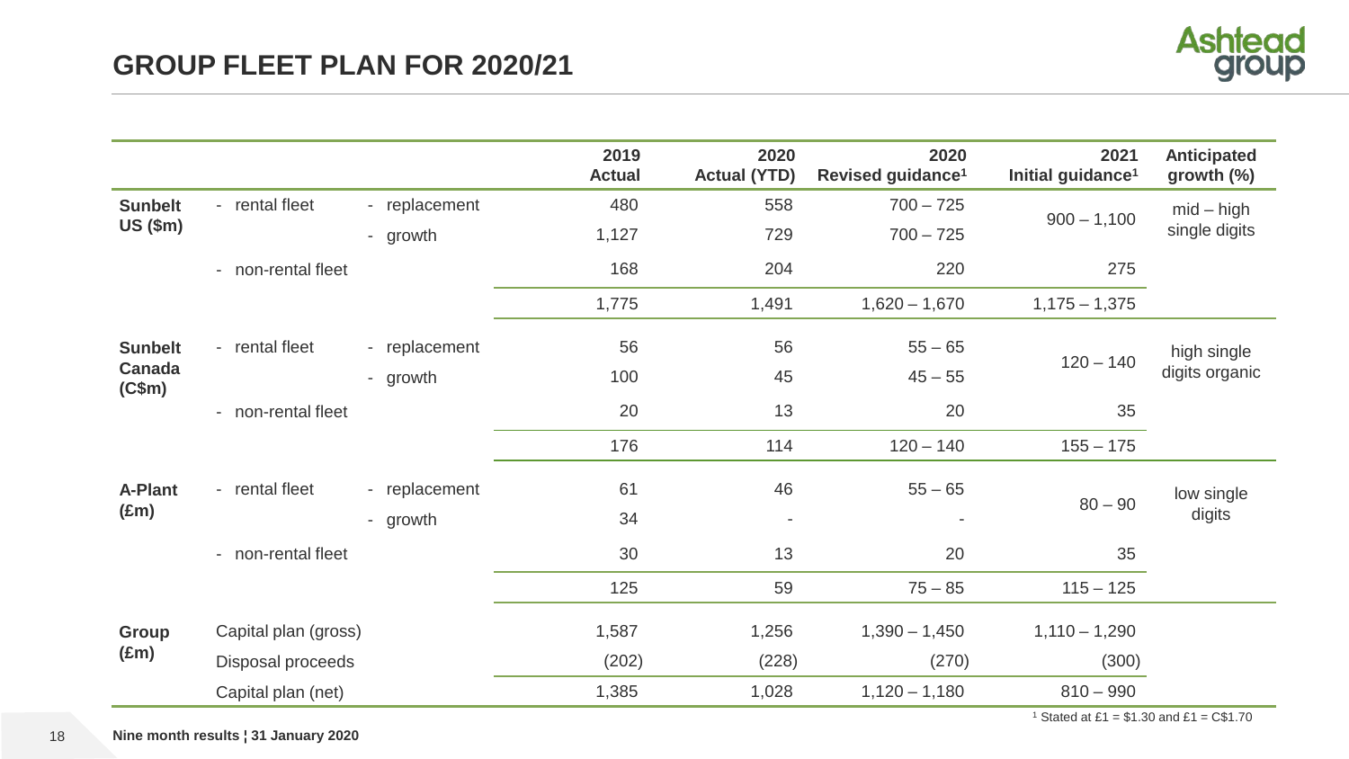# GROUP FLEET PLAN FOR 2020/21

| | | | 2019 Actual | 2020 Actual (YTD) | 2020 Revised guidance[1] | 2021 Initial guidance[1] | Anticipated growth (%) |
|---|---|---|---|---|---|---|---|
| **Sunbelt US ($m)** | - rental fleet | - replacement | 480 | 558 | 700 – 725 | 900 – 1,100 | mid – high single digits |
| | | - growth | 1,127 | 729 | 700 – 725 | | |
| | - non-rental fleet | | 168 | 204 | 220 | 275 | |
| | | | 1,775 | 1,491 | 1,620 – 1,670 | 1,175 – 1,375 | |
| **Sunbelt Canada (C$m)** | - rental fleet | - replacement | 56 | 56 | 55 – 65 | 120 – 140 | high single digits organic |
| | | - growth | 100 | 45 | 45 – 55 | | |
| | - non-rental fleet | | 20 | 13 | 20 | 35 | |
| | | | 176 | 114 | 120 – 140 | 155 – 175 | |
| **A-Plant (£m)** | - rental fleet | - replacement | 61 | 46 | 55 – 65 | 80 – 90 | low single digits |
| | | - growth | 34 | - | - | | |
| | - non-rental fleet | | 30 | 13 | 20 | 35 | |
| | | | 125 | 59 | 75 – 85 | 115 – 125 | |
| **Group (£m)** | Capital plan (gross) | | 1,587 | 1,256 | 1,390 – 1,450 | 1,110 – 1,290 | |
| | Disposal proceeds | | (202) | (228) | (270) | (300) | |
| | Capital plan (net) | | 1,385 | 1,028 | 1,120 – 1,180 | 810 – 990 | |

[1] Stated at £1 = $1.30 and £1 = C$1.70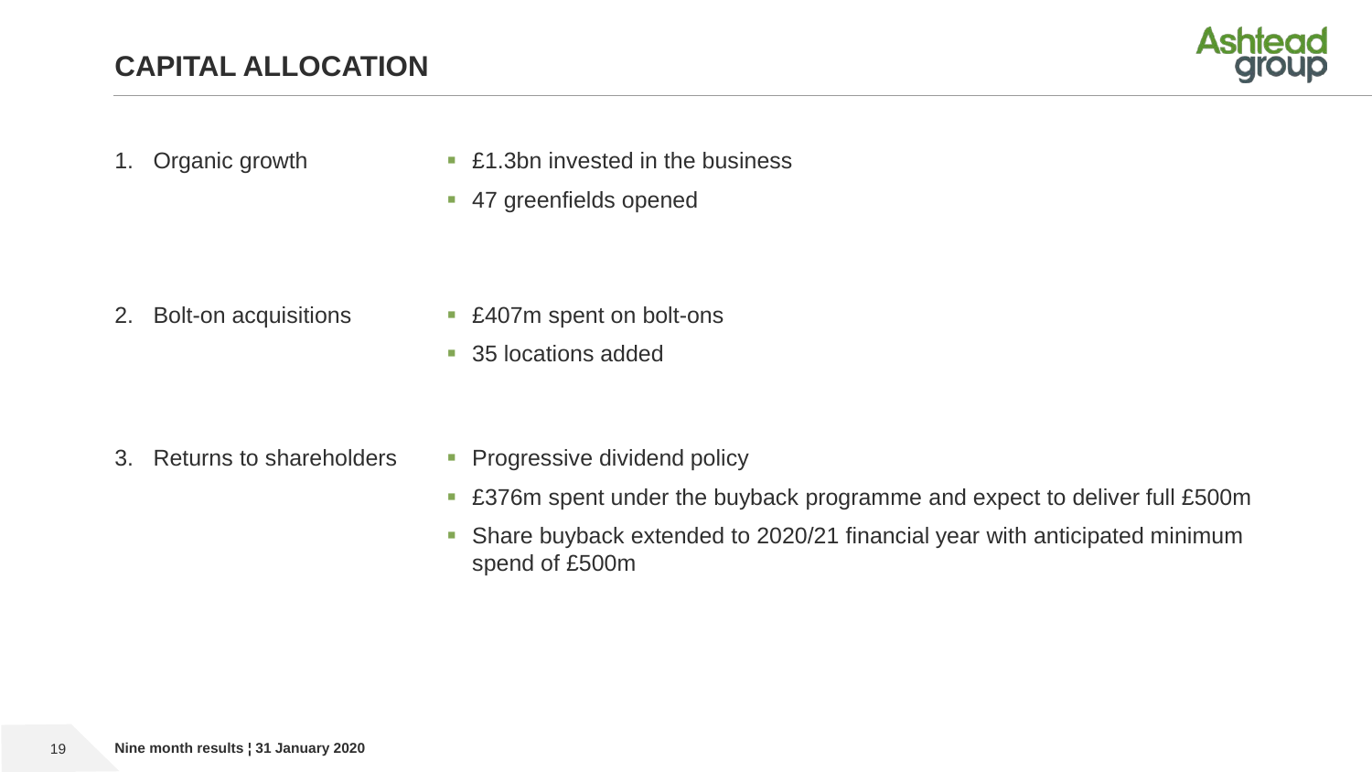# CAPITAL ALLOCATION

1. Organic growth
   - £1.3bn invested in the business
   - 47 greenfields opened

2. Bolt-on acquisitions
   - £407m spent on bolt-ons
   - 35 locations added

3. Returns to shareholders
   - Progressive dividend policy
   - £376m spent under the buyback programme and expect to deliver full £500m
   - Share buyback extended to 2020/21 financial year with anticipated minimum spend of £500m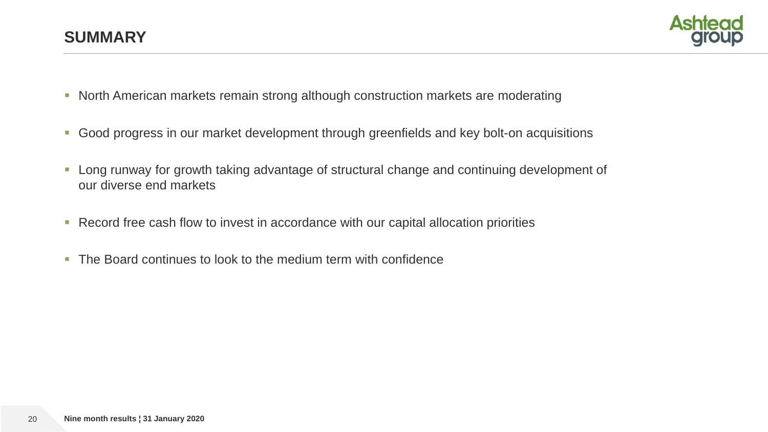# SUMMARY

- North American markets remain strong although construction markets are moderating
- Good progress in our market development through greenfields and key bolt-on acquisitions
- Long runway for growth taking advantage of structural change and continuing development of our diverse end markets
- Record free cash flow to invest in accordance with our capital allocation priorities
- The Board continues to look to the medium term with confidence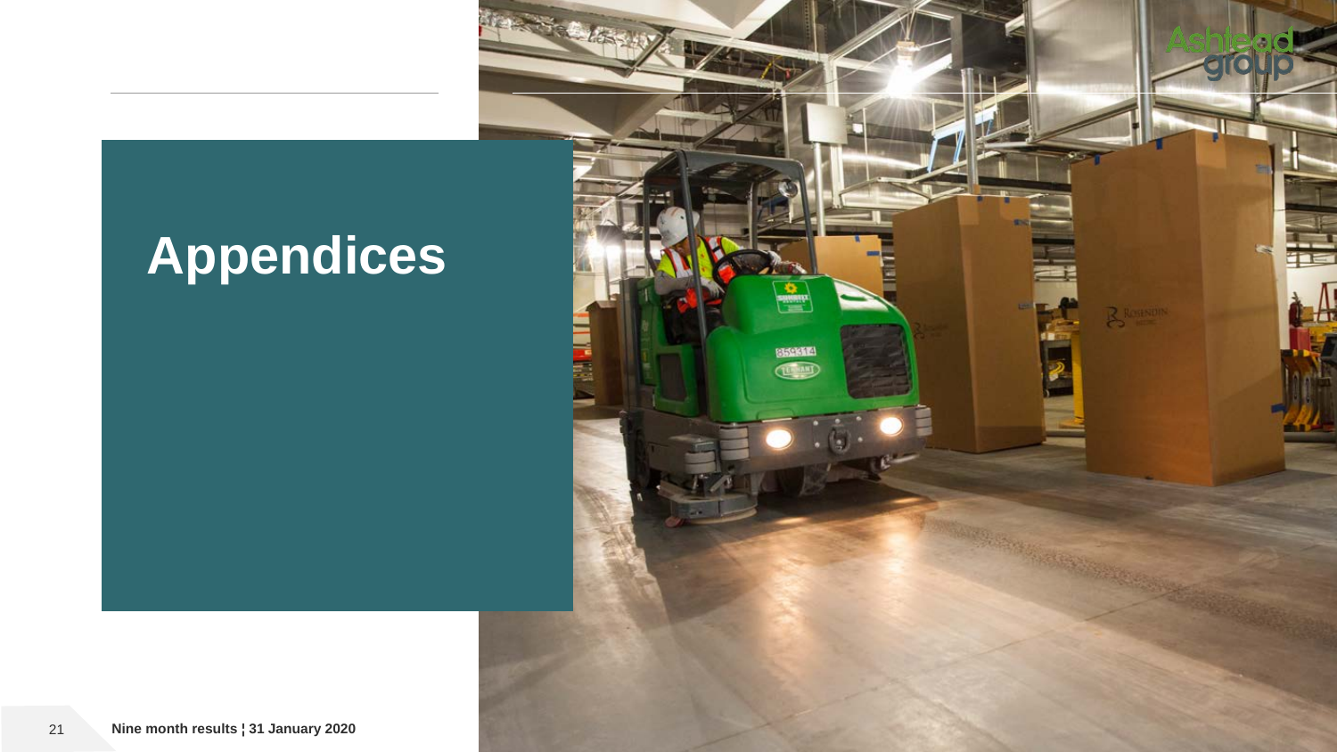# Appendices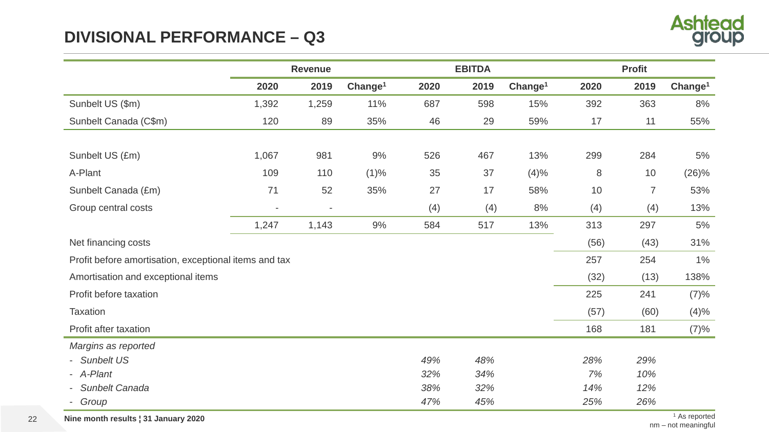## DIVISIONAL PERFORMANCE – Q3

| | Revenue | | | EBITDA | | | Profit | | |
|---|---|---|---|---|---|---|---|---|---|
| | 2020 | 2019 | Change[1] | 2020 | 2019 | Change[1] | 2020 | 2019 | Change[1] |
| Sunbelt US ($m) | 1,392 | 1,259 | 11% | 687 | 598 | 15% | 392 | 363 | 8% |
| Sunbelt Canada (C$m) | 120 | 89 | 35% | 46 | 29 | 59% | 17 | 11 | 55% |
| | | | | | | | | | |
| Sunbelt US (£m) | 1,067 | 981 | 9% | 526 | 467 | 13% | 299 | 284 | 5% |
| A-Plant | 109 | 110 | (1)% | 35 | 37 | (4)% | 8 | 10 | (26)% |
| Sunbelt Canada (£m) | 71 | 52 | 35% | 27 | 17 | 58% | 10 | 7 | 53% |
| Group central costs | - | - | | (4) | (4) | 8% | (4) | (4) | 13% |
| | 1,247 | 1,143 | 9% | 584 | 517 | 13% | 313 | 297 | 5% |
| Net financing costs | | | | | | | (56) | (43) | 31% |
| Profit before amortisation, exceptional items and tax | | | | | | | 257 | 254 | 1% |
| Amortisation and exceptional items | | | | | | | (32) | (13) | 138% |
| Profit before taxation | | | | | | | 225 | 241 | (7)% |
| Taxation | | | | | | | (57) | (60) | (4)% |
| Profit after taxation | | | | | | | 168 | 181 | (7)% |
| *Margins as reported* | | | | | | | | | |
| - *Sunbelt US* | | | | *49%* | *48%* | | *28%* | *29%* | |
| - *A-Plant* | | | | *32%* | *34%* | | *7%* | *10%* | |
| - *Sunbelt Canada* | | | | *38%* | *32%* | | *14%* | *12%* | |
| - *Group* | | | | *47%* | *45%* | | *25%* | *26%* | |

[1] As reported

nm – not meaningful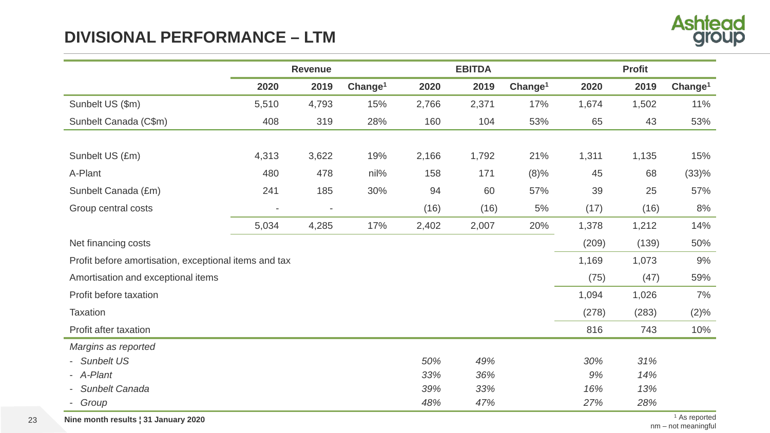# DIVISIONAL PERFORMANCE – LTM

| | Revenue | | | EBITDA | | | Profit | | |
|---|---|---|---|---|---|---|---|---|---|
| | 2020 | 2019 | Change[1] | 2020 | 2019 | Change[1] | 2020 | 2019 | Change[1] |
| Sunbelt US ($m) | 5,510 | 4,793 | 15% | 2,766 | 2,371 | 17% | 1,674 | 1,502 | 11% |
| Sunbelt Canada (C$m) | 408 | 319 | 28% | 160 | 104 | 53% | 65 | 43 | 53% |
| | | | | | | | | | |
| Sunbelt US (£m) | 4,313 | 3,622 | 19% | 2,166 | 1,792 | 21% | 1,311 | 1,135 | 15% |
| A-Plant | 480 | 478 | nil% | 158 | 171 | (8)% | 45 | 68 | (33)% |
| Sunbelt Canada (£m) | 241 | 185 | 30% | 94 | 60 | 57% | 39 | 25 | 57% |
| Group central costs | - | - | | (16) | (16) | 5% | (17) | (16) | 8% |
| | 5,034 | 4,285 | 17% | 2,402 | 2,007 | 20% | 1,378 | 1,212 | 14% |
| Net financing costs | | | | | | | (209) | (139) | 50% |
| Profit before amortisation, exceptional items and tax | | | | | | | 1,169 | 1,073 | 9% |
| Amortisation and exceptional items | | | | | | | (75) | (47) | 59% |
| Profit before taxation | | | | | | | 1,094 | 1,026 | 7% |
| Taxation | | | | | | | (278) | (283) | (2)% |
| Profit after taxation | | | | | | | 816 | 743 | 10% |
| *Margins as reported* | | | | | | | | | |
| - *Sunbelt US* | | | | *50%* | *49%* | | *30%* | *31%* | |
| - *A-Plant* | | | | *33%* | *36%* | | *9%* | *14%* | |
| - *Sunbelt Canada* | | | | *39%* | *33%* | | *16%* | *13%* | |
| - *Group* | | | | *48%* | *47%* | | *27%* | *28%* | |

**Nine month results ¦ 31 January 2020**

[1] As reported
nm – not meaningful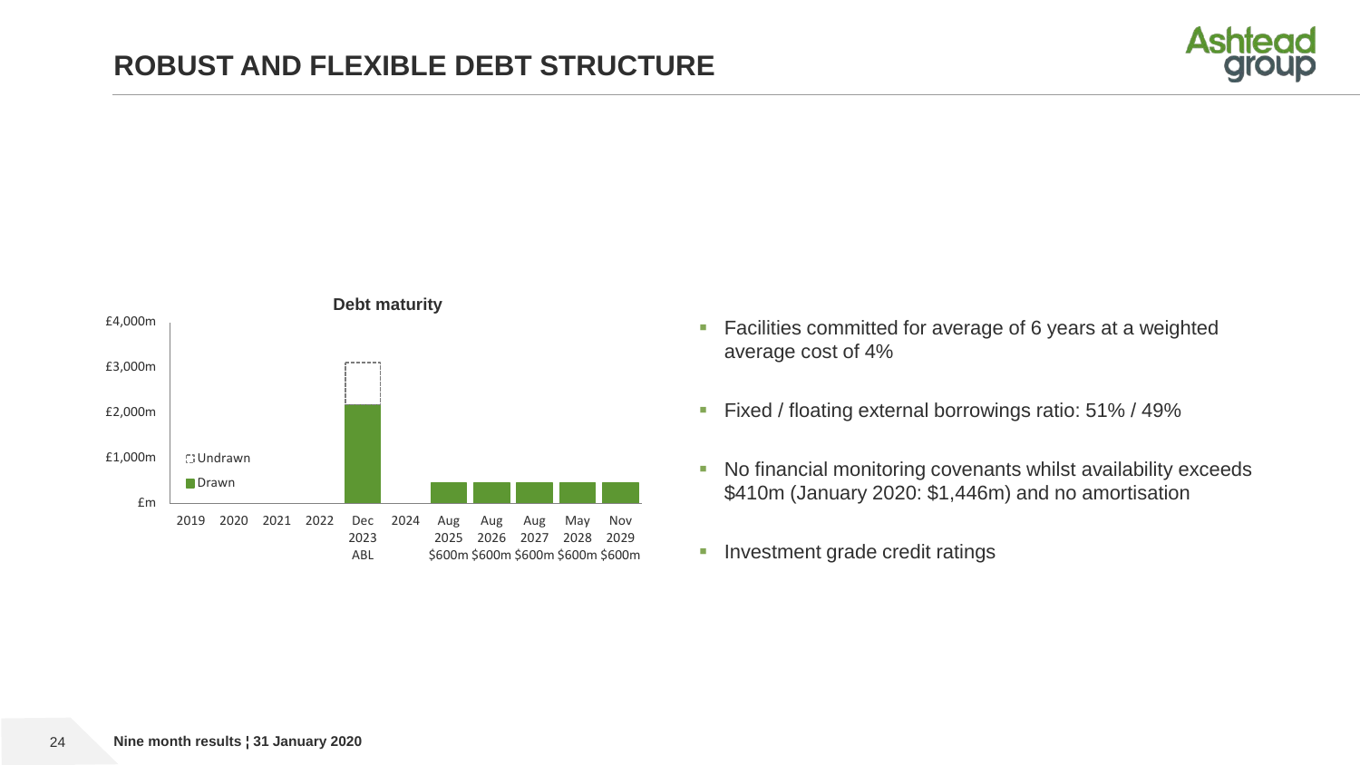# ROBUST AND FLEXIBLE DEBT STRUCTURE

**Debt maturity**

£4,000m
£3,000m
£2,000m
£1,000m
£m

Undrawn
Drawn

2019 2020 2021 2022 Dec 2023 ABL 2024 Aug 2025 $600m Aug 2026 $600m Aug 2027 $600m May 2028 $600m Nov 2029 $600m

- Facilities committed for average of 6 years at a weighted average cost of 4%
- Fixed / floating external borrowings ratio: 51% / 49%
- No financial monitoring covenants whilst availability exceeds $410m (January 2020: $1,446m) and no amortisation
- Investment grade credit ratings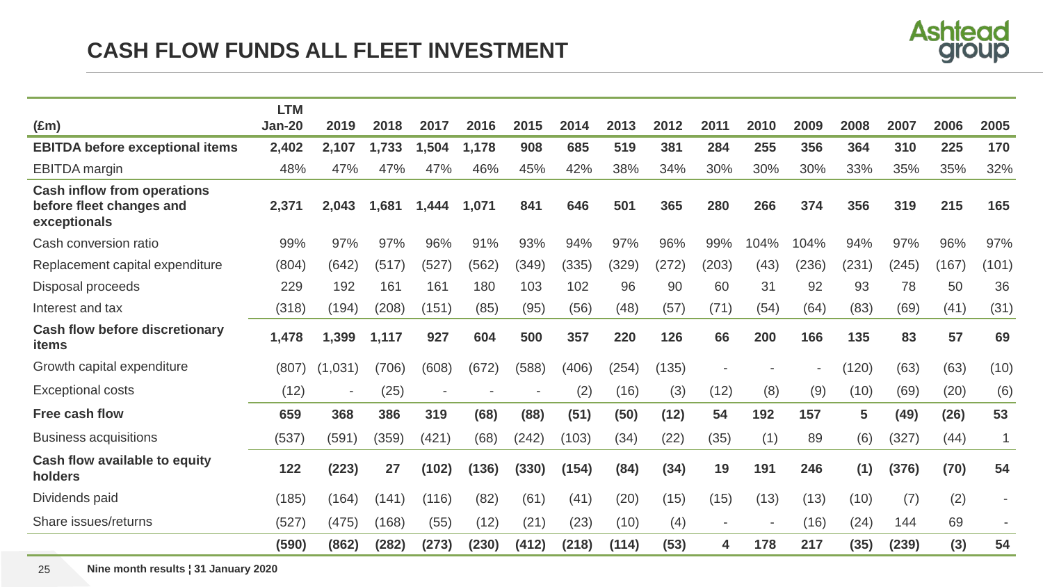# CASH FLOW FUNDS ALL FLEET INVESTMENT

| (£m) | LTM Jan-20 | 2019 | 2018 | 2017 | 2016 | 2015 | 2014 | 2013 | 2012 | 2011 | 2010 | 2009 | 2008 | 2007 | 2006 | 2005 |
|---|---|---|---|---|---|---|---|---|---|---|---|---|---|---|---|---|
| **EBITDA before exceptional items** | **2,402** | **2,107** | **1,733** | **1,504** | **1,178** | **908** | **685** | **519** | **381** | **284** | **255** | **356** | **364** | **310** | **225** | **170** |
| EBITDA margin | 48% | 47% | 47% | 47% | 46% | 45% | 42% | 38% | 34% | 30% | 30% | 30% | 33% | 35% | 35% | 32% |
| **Cash inflow from operations before fleet changes and exceptionals** | **2,371** | **2,043** | **1,681** | **1,444** | **1,071** | **841** | **646** | **501** | **365** | **280** | **266** | **374** | **356** | **319** | **215** | **165** |
| Cash conversion ratio | 99% | 97% | 97% | 96% | 91% | 93% | 94% | 97% | 96% | 99% | 104% | 104% | 94% | 97% | 96% | 97% |
| Replacement capital expenditure | (804) | (642) | (517) | (527) | (562) | (349) | (335) | (329) | (272) | (203) | (43) | (236) | (231) | (245) | (167) | (101) |
| Disposal proceeds | 229 | 192 | 161 | 161 | 180 | 103 | 102 | 96 | 90 | 60 | 31 | 92 | 93 | 78 | 50 | 36 |
| Interest and tax | (318) | (194) | (208) | (151) | (85) | (95) | (56) | (48) | (57) | (71) | (54) | (64) | (83) | (69) | (41) | (31) |
| **Cash flow before discretionary items** | **1,478** | **1,399** | **1,117** | **927** | **604** | **500** | **357** | **220** | **126** | **66** | **200** | **166** | **135** | **83** | **57** | **69** |
| Growth capital expenditure | (807) | (1,031) | (706) | (608) | (672) | (588) | (406) | (254) | (135) | - | - | - | (120) | (63) | (63) | (10) |
| Exceptional costs | (12) | - | (25) | - | - | - | (2) | (16) | (3) | (12) | (8) | (9) | (10) | (69) | (20) | (6) |
| **Free cash flow** | **659** | **368** | **386** | **319** | **(68)** | **(88)** | **(51)** | **(50)** | **(12)** | **54** | **192** | **157** | **5** | **(49)** | **(26)** | **53** |
| Business acquisitions | (537) | (591) | (359) | (421) | (68) | (242) | (103) | (34) | (22) | (35) | (1) | 89 | (6) | (327) | (44) | 1 |
| **Cash flow available to equity holders** | **122** | **(223)** | **27** | **(102)** | **(136)** | **(330)** | **(154)** | **(84)** | **(34)** | **19** | **191** | **246** | **(1)** | **(376)** | **(70)** | **54** |
| Dividends paid | (185) | (164) | (141) | (116) | (82) | (61) | (41) | (20) | (15) | (15) | (13) | (13) | (10) | (7) | (2) | - |
| Share issues/returns | (527) | (475) | (168) | (55) | (12) | (21) | (23) | (10) | (4) | - | - | (16) | (24) | 144 | 69 | - |
| | **(590)** | **(862)** | **(282)** | **(273)** | **(230)** | **(412)** | **(218)** | **(114)** | **(53)** | **4** | **178** | **217** | **(35)** | **(239)** | **(3)** | **54** |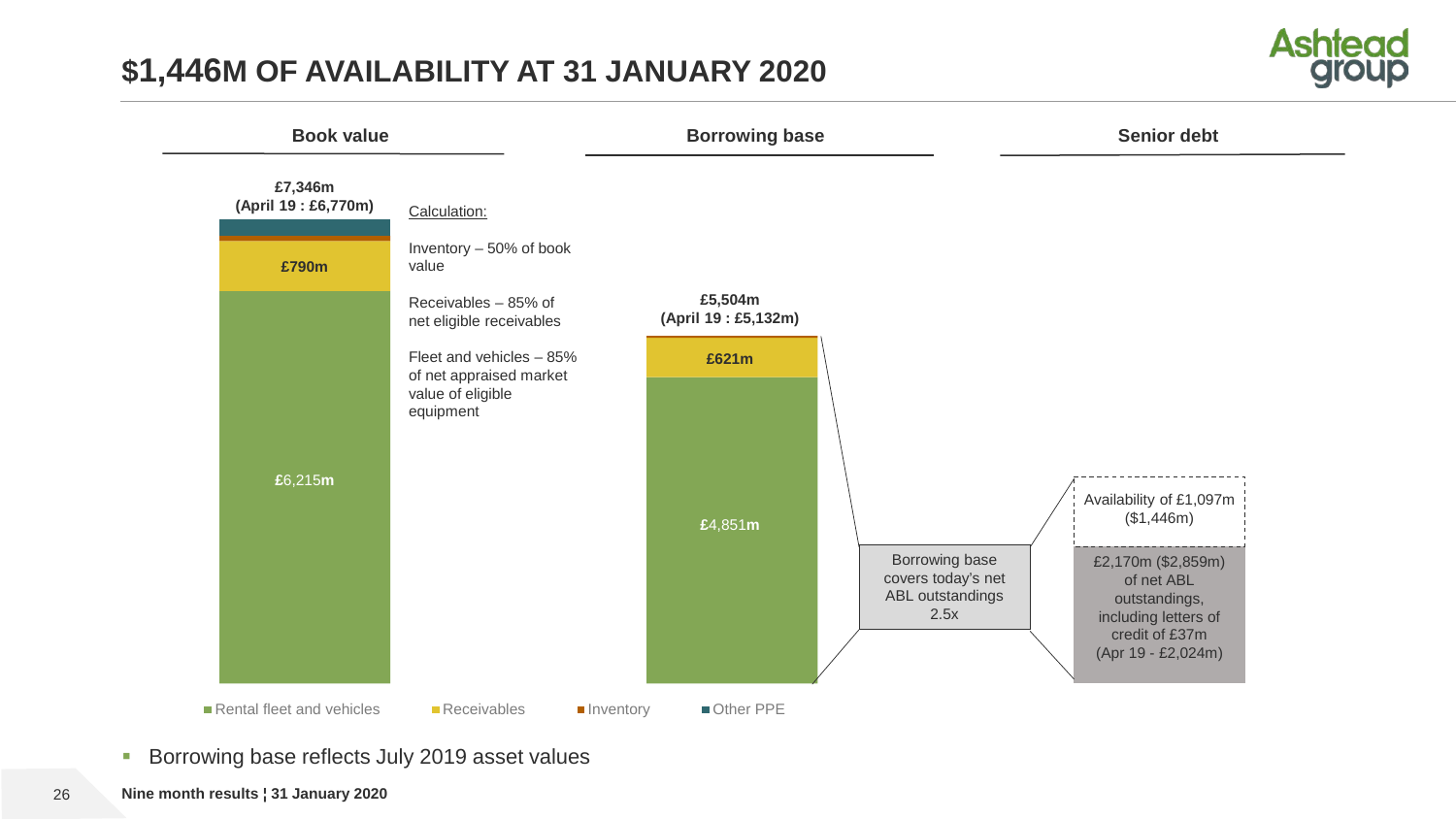# $1,446M OF AVAILABILITY AT 31 JANUARY 2020

**Book value**

**£7,346m**
**(April 19 : £6,770m)**

- £790m
- £6,215m

Calculation:

Inventory – 50% of book value

Receivables – 85% of net eligible receivables

Fleet and vehicles – 85% of net appraised market value of eligible equipment

**Borrowing base**

**£5,504m**
**(April 19 : £5,132m)**

- £621m
- £4,851m

Borrowing base covers today's net ABL outstandings 2.5x

**Senior debt**

Availability of £1,097m ($1,446m)

£2,170m ($2,859m) of net ABL outstandings, including letters of credit of £37m (Apr 19 - £2,024m)

Rental fleet and vehicles | Receivables | Inventory | Other PPE

- Borrowing base reflects July 2019 asset values

**Nine month results ¦ 31 January 2020**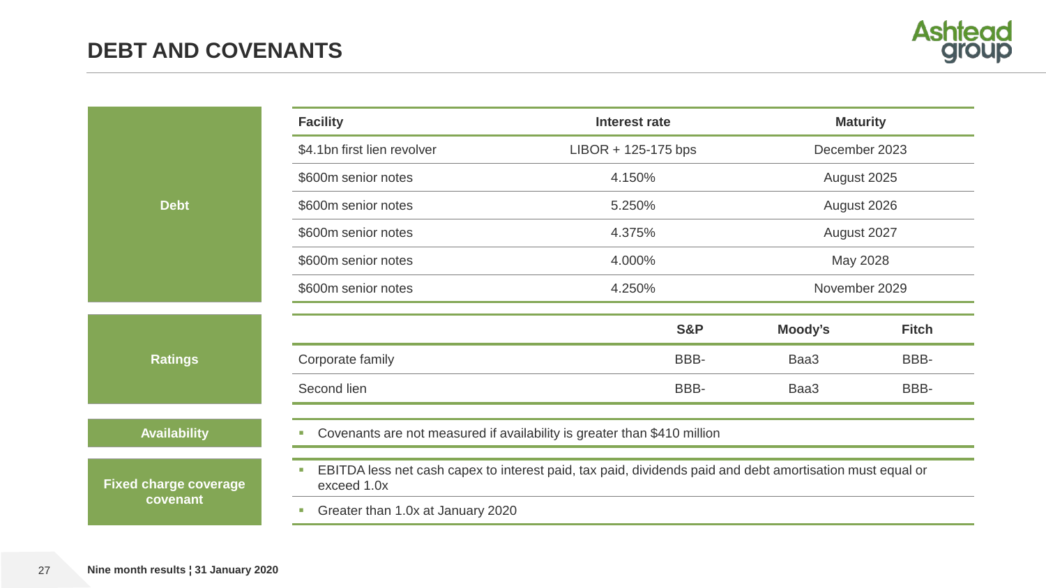# DEBT AND COVENANTS

## Debt

| Facility | Interest rate | Maturity |
|---|---|---|
| $4.1bn first lien revolver | LIBOR + 125-175 bps | December 2023 |
| $600m senior notes | 4.150% | August 2025 |
| $600m senior notes | 5.250% | August 2026 |
| $600m senior notes | 4.375% | August 2027 |
| $600m senior notes | 4.000% | May 2028 |
| $600m senior notes | 4.250% | November 2029 |

## Ratings

| | S&P | Moody's | Fitch |
|---|---|---|---|
| Corporate family | BBB- | Baa3 | BBB- |
| Second lien | BBB- | Baa3 | BBB- |

## Availability

- Covenants are not measured if availability is greater than $410 million

## Fixed charge coverage covenant

- EBITDA less net cash capex to interest paid, tax paid, dividends paid and debt amortisation must equal or exceed 1.0x
- Greater than 1.0x at January 2020